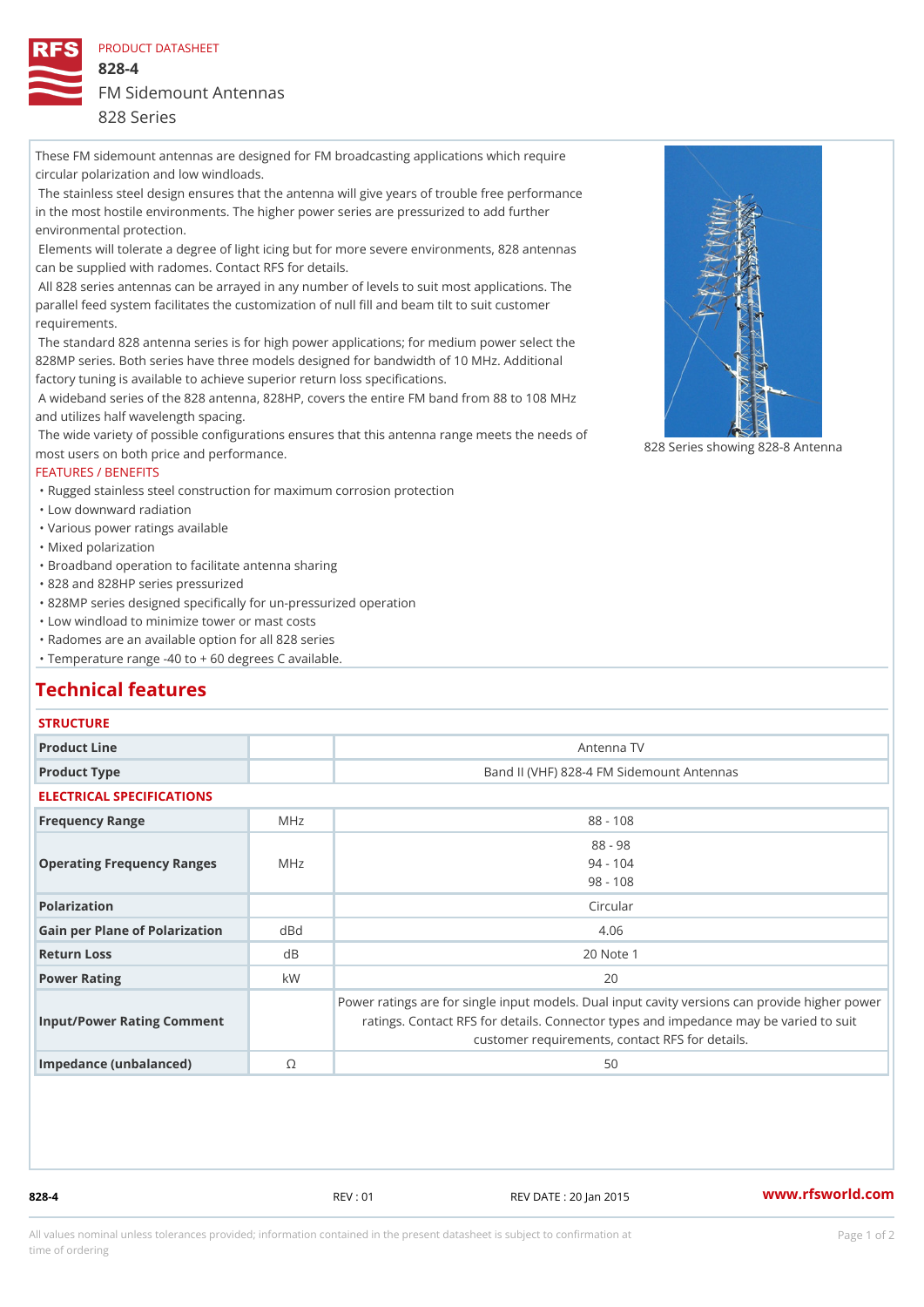PRODUCT DATASHEET

# 828-4

FM Sidemount Antennas

828 Series

These FM sidemount antennas are designed for FM broadcasting applications which require circular polarization and low windloads.

The stainless steel design ensures that the antenna will give years of trouble free performance in the most hostile environments. The higher power series are pressurized to add further environmental protection.

Elements will tolerate a degree of light icing but for more severe environments, 828 antennas can be supplied with radomes. Contact RFS for details.

All 828 series antennas can be arrayed in any number of levels to suit most applications. The parallel feed system facilitates the customization of null fill and beam tilt to suit customer requirements.

The standard 828 antenna series is for high power applications; for medium power select the 828MP series. Both series have three models designed for bandwidth of 10 MHz. Additional factory tuning is available to achieve superior return loss specifications.

A wideband series of the 828 antenna, 828HP, covers the entire FM band from 88 to 108 MHz and utilizes half wavelength spacing.

The wide variety of possible configurations ensures that this antenna range meets the needs of most users on both price and performance.

828 Series showing 828-8 Antenna

FEATURES / BENEFITS

- Rugged stainless steel construction for maximum corrosion protection
- Low downward radiation
- Various power ratings available
- Mixed polarization
- Broadband operation to facilitate antenna sharing
- 828 and 828HP series pressurized
- 828MP series designed specifically for un-pressurized operation
- Low windload to minimize tower or mast costs
- Radomes are an available option for all 828 series
- Temperature range -40 to + 60 degrees C available.

## Technical features

### STRUCTURE

| | | |
|---|---|---|
| Product Line | | Antenna TV |
| Product Type | | Band II (VHF) 828-4 FM Sidemount Antennas |

### ELECTRICAL SPECIFICATIONS

| | | |
|---|---|---|
| Frequency Range | MHz | 88 - 108 |
| Operating Frequency Ranges | MHz | 88 - 98<br>94 - 104<br>98 - 108 |
| Polarization | | Circular |
| Gain per Plane of Polarization | dBd | 4.06 |
| Return Loss | dB | 20 Note 1 |
| Power Rating | kW | 20 |
| Input/Power Rating Comment | | Power ratings are for single input models. Dual input cavity versions can provide higher power ratings. Contact RFS for details. Connector types and impedance may be varied to suit customer requirements, contact RFS for details. |
| Impedance (unbalanced) | Ω | 50 |

828-4 REV : 01 REV DATE : 20 Jan 2015 www.rfsworld.com

All values nominal unless tolerances provided; information contained in the present datasheet is subject to confirmation at time of ordering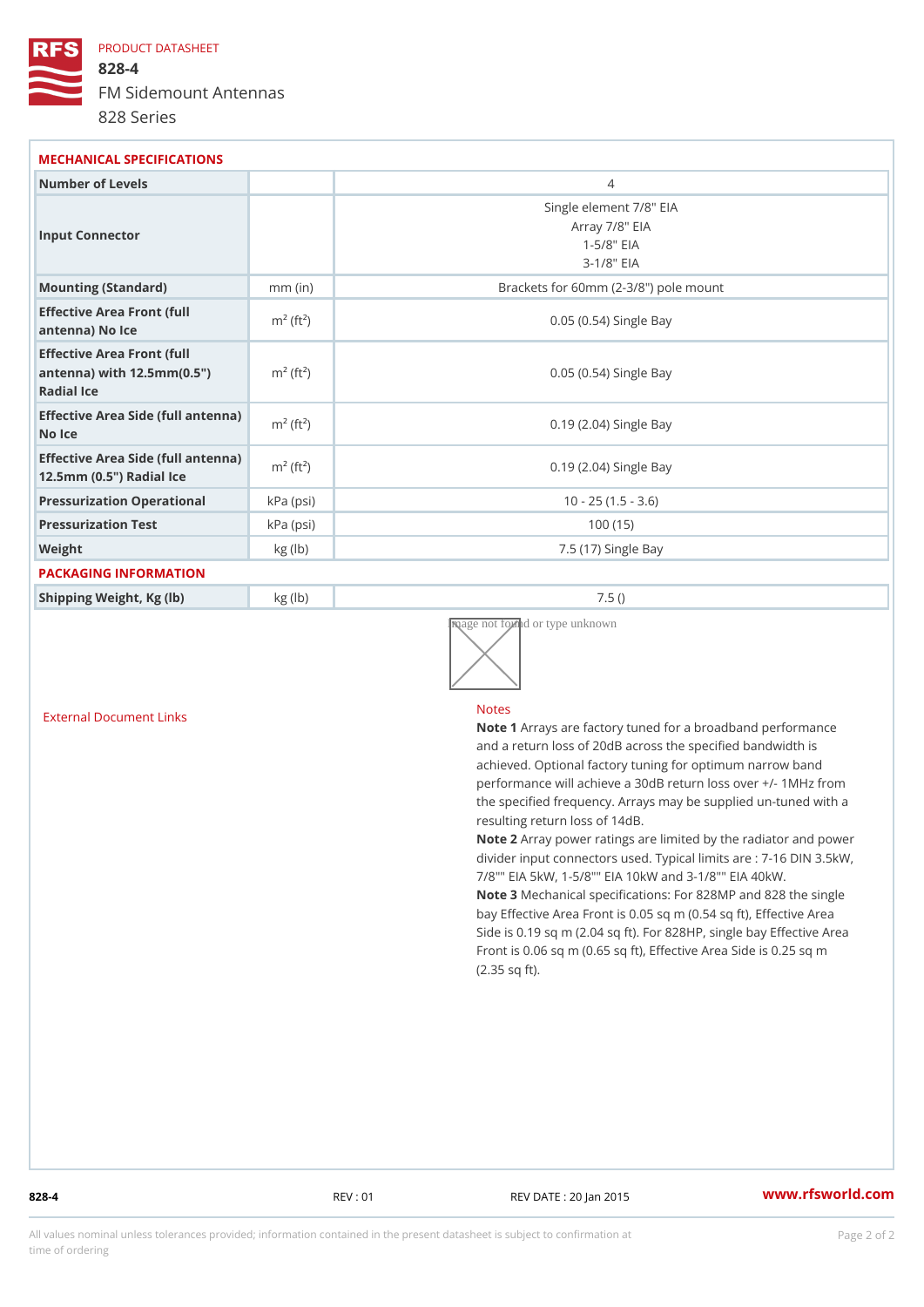PRODUCT DATASHEET

828-4

FM Sidemount Antennas

828 Series

## MECHANICAL SPECIFICATIONS

| | | |
|---|---|---|
| Number of Levels | | 4 |
| Input Connector | | Single element 7/8" EIA<br>Array 7/8" EIA<br>1-5/8" EIA<br>3-1/8" EIA |
| Mounting (Standard) | mm (in) | Brackets for 60mm (2-3/8") pole mount |
| Effective Area Front (full antenna) No Ice | $m^2$ ($ft^2$) | 0.05 (0.54) Single Bay |
| Effective Area Front (full antenna) with 12.5mm(0.5") Radial Ice | $m^2$ ($ft^2$) | 0.05 (0.54) Single Bay |
| Effective Area Side (full antenna) No Ice | $m^2$ ($ft^2$) | 0.19 (2.04) Single Bay |
| Effective Area Side (full antenna) 12.5mm (0.5") Radial Ice | $m^2$ ($ft^2$) | 0.19 (2.04) Single Bay |
| Pressurization Operational | kPa (psi) | 10 - 25 (1.5 - 3.6) |
| Pressurization Test | kPa (psi) | 100 (15) |
| Weight | kg (lb) | 7.5 (17) Single Bay |

## PACKAGING INFORMATION

| | | |
|---|---|---|
| Shipping Weight, Kg (lb) | kg (lb) | 7.5 () |

Image not found or type unknown

External Document Links

Notes

**Note 1** Arrays are factory tuned for a broadband performance and a return loss of 20dB across the specified bandwidth is achieved. Optional factory tuning for optimum narrow band performance will achieve a 30dB return loss over +/- 1MHz from the specified frequency. Arrays may be supplied un-tuned with a resulting return loss of 14dB.

**Note 2** Array power ratings are limited by the radiator and power divider input connectors used. Typical limits are : 7-16 DIN 3.5kW, 7/8"" EIA 5kW, 1-5/8"" EIA 10kW and 3-1/8"" EIA 40kW.

**Note 3** Mechanical specifications: For 828MP and 828 the single bay Effective Area Front is 0.05 sq m (0.54 sq ft), Effective Area Side is 0.19 sq m (2.04 sq ft). For 828HP, single bay Effective Area Front is 0.06 sq m (0.65 sq ft), Effective Area Side is 0.25 sq m (2.35 sq ft).

828-4 REV : 01 REV DATE : 20 Jan 2015 www.rfsworld.com

All values nominal unless tolerances provided; information contained in the present datasheet is subject to confirmation at time of ordering